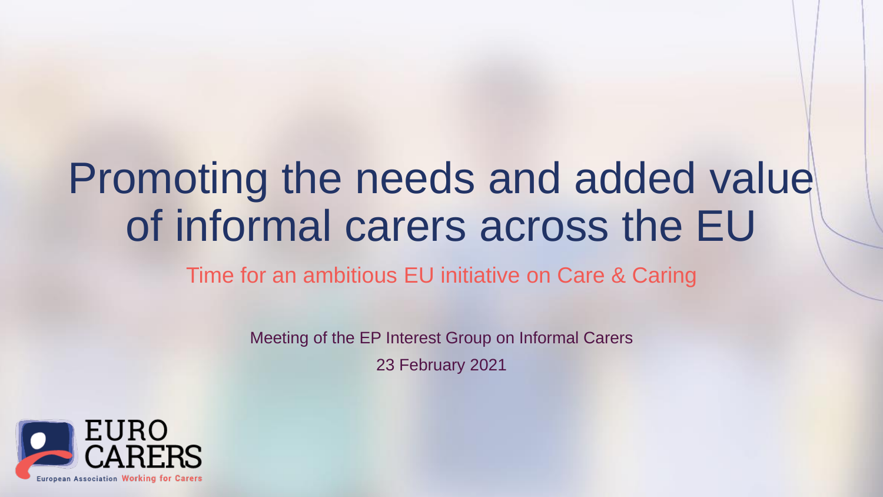# Promoting the needs and added value of informal carers across the EU

## Time for an ambitious EU initiative on Care & Caring

Meeting of the EP Interest Group on Informal Carers

23 February 2021

EURO CARERS

European Association Working for Carers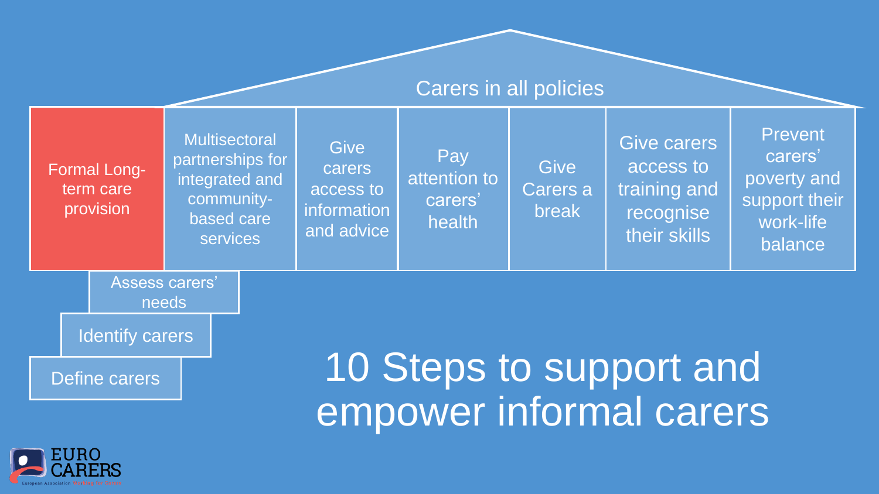# 10 Steps to support and empower informal carers

**Carers in all policies**

- Formal Long-term care provision
- Multisectoral partnerships for integrated and community-based care services
- Give carers access to information and advice
- Pay attention to carers' health
- Give Carers a break
- Give carers access to training and recognise their skills
- Prevent carers' poverty and support their work-life balance

- Assess carers' needs
- Identify carers
- Define carers

EURO CARERS

European Association Working for Carers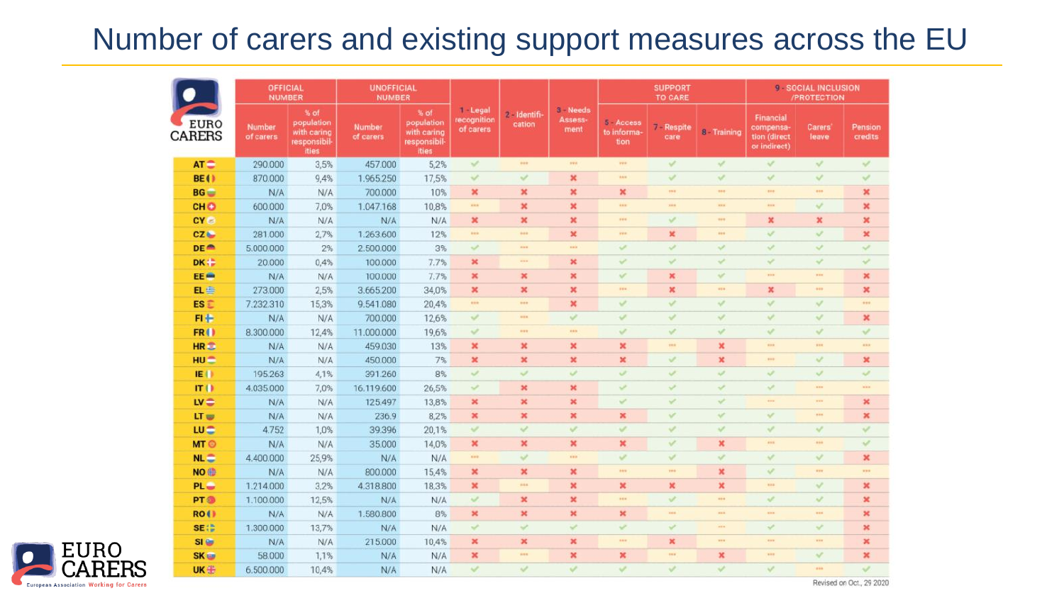# Number of carers and existing support measures across the EU

| | OFFICIAL NUMBER | | UNOFFICIAL NUMBER | | 1 - Legal recognition of carers | 2 - Identification | 3 - Needs Assessment | SUPPORT TO CARE | | | 9 - SOCIAL INCLUSION /PROTECTION | | |
|---|---|---|---|---|---|---|---|---|---|---|---|---|---|
| | Number of carers | % of population with caring responsibilities | Number of carers | % of population with caring responsibilities | | | | 5 - Access to information | 7 - Respite care | 8 - Training | Financial compensation (direct or indirect) | Carers' leave | Pension credits |
| AT | 290.000 | 3,5% | 457.000 | 5,2% | ✓ | ... | ... | ... | ✓ | ✓ | ✓ | ✓ | ✓ |
| BE | 870.000 | 9,4% | 1.965.250 | 17,5% | ✓ | ✓ | ✗ | ... | ✓ | ✓ | ✓ | ✓ | ✓ |
| BG | N/A | N/A | 700.000 | 10% | ✗ | ✗ | ✗ | ✗ | ... | ... | ... | ... | ✗ |
| CH | 600.000 | 7,0% | 1.047.168 | 10,8% | ... | ✗ | ✗ | ... | ... | ... | ... | ✓ | ✗ |
| CY | N/A | N/A | N/A | N/A | ✗ | ✗ | ✗ | ... | ✓ | ... | ✗ | ✗ | ✗ |
| CZ | 281.000 | 2,7% | 1.263.600 | 12% | ... | ... | ✗ | ... | ✗ | ... | ✓ | ✓ | ✗ |
| DE | 5.000.000 | 2% | 2.500.000 | 3% | ✓ | ... | ... | ✓ | ✓ | ✓ | ✓ | ✓ | ✓ |
| DK | 20.000 | 0,4% | 100.000 | 7,7% | ✗ | ... | ✗ | ✓ | ✓ | ✓ | ✓ | ✓ | ✓ |
| EE | N/A | N/A | 100.000 | 7,7% | ✗ | ✗ | ✗ | ✓ | ✗ | ✓ | ... | ... | ✗ |
| EL | 273.000 | 2,5% | 3.665.200 | 34,0% | ✗ | ✗ | ✗ | ... | ✗ | ... | ✗ | ... | ✗ |
| ES | 7.232.310 | 15,3% | 9.541.080 | 20,4% | ... | ... | ✗ | ✓ | ✓ | ✓ | ✓ | ✓ | ... |
| FI | N/A | N/A | 700.000 | 12,6% | ✓ | ... | ✓ | ✓ | ✓ | ✓ | ✓ | ✓ | ✗ |
| FR | 8.300.000 | 12,4% | 11.000.000 | 19,6% | ✓ | ... | ... | ✓ | ✓ | ✓ | ✓ | ✓ | ✓ |
| HR | N/A | N/A | 459.030 | 13% | ✗ | ✗ | ✗ | ✗ | ... | ✗ | ... | ... | ... |
| HU | N/A | N/A | 450.000 | 7% | ✗ | ✗ | ✗ | ✗ | ✓ | ✗ | ... | ✓ | ✗ |
| IE | 195.263 | 4,1% | 391.260 | 8% | ✓ | ✓ | ✓ | ✓ | ✓ | ✓ | ✓ | ✓ | ✓ |
| IT | 4.035.000 | 7,0% | 16.119.600 | 26,5% | ✓ | ✗ | ✗ | ✓ | ✓ | ✓ | ✓ | ... | ... |
| LV | N/A | N/A | 125.497 | 13,8% | ✗ | ✗ | ✗ | ✓ | ✓ | ✓ | ... | ... | ✗ |
| LT | N/A | N/A | 236.9 | 8,2% | ✗ | ✗ | ✗ | ✗ | ✓ | ✓ | ✓ | ... | ✗ |
| LU | 4.752 | 1,0% | 39.396 | 20,1% | ✓ | ✓ | ✓ | ✓ | ✓ | ✓ | ✓ | ✓ | ✓ |
| MT | N/A | N/A | 35.000 | 14,0% | ✗ | ✗ | ✗ | ✗ | ✓ | ✗ | ... | ... | ✓ |
| NL | 4.400.000 | 25,9% | N/A | N/A | ... | ✓ | ... | ✓ | ✓ | ✓ | ✓ | ✓ | ✗ |
| NO | N/A | N/A | 800.000 | 15,4% | ✗ | ✗ | ✗ | ... | ... | ✗ | ✓ | ... | ... |
| PL | 1.214.000 | 3,2% | 4.318.800 | 18,3% | ✗ | ... | ✗ | ✗ | ✗ | ✗ | ... | ✓ | ✗ |
| PT | 1.100.000 | 12,5% | N/A | N/A | ✓ | ✗ | ✗ | ... | ✓ | ... | ✓ | ✓ | ✗ |
| RO | N/A | N/A | 1.580.800 | 8% | ✗ | ✗ | ✗ | ✗ | ... | ... | ... | ... | ✗ |
| SE | 1.300.000 | 13,7% | N/A | N/A | ✓ | ✓ | ✓ | ✓ | ✓ | ... | ✓ | ✓ | ✗ |
| SI | N/A | N/A | 215.000 | 10,4% | ✗ | ✗ | ✗ | ... | ✗ | ... | ... | ... | ✗ |
| SK | 58.000 | 1,1% | N/A | N/A | ✗ | ... | ✗ | ✗ | ... | ✗ | ... | ✓ | ✗ |
| UK | 6.500.000 | 10,4% | N/A | N/A | ✓ | ✓ | ✓ | ✓ | ✓ | ✓ | ✓ | ... | ✓ |

Revised on Oct., 29 2020

EURO CARERS – European Association Working for Carers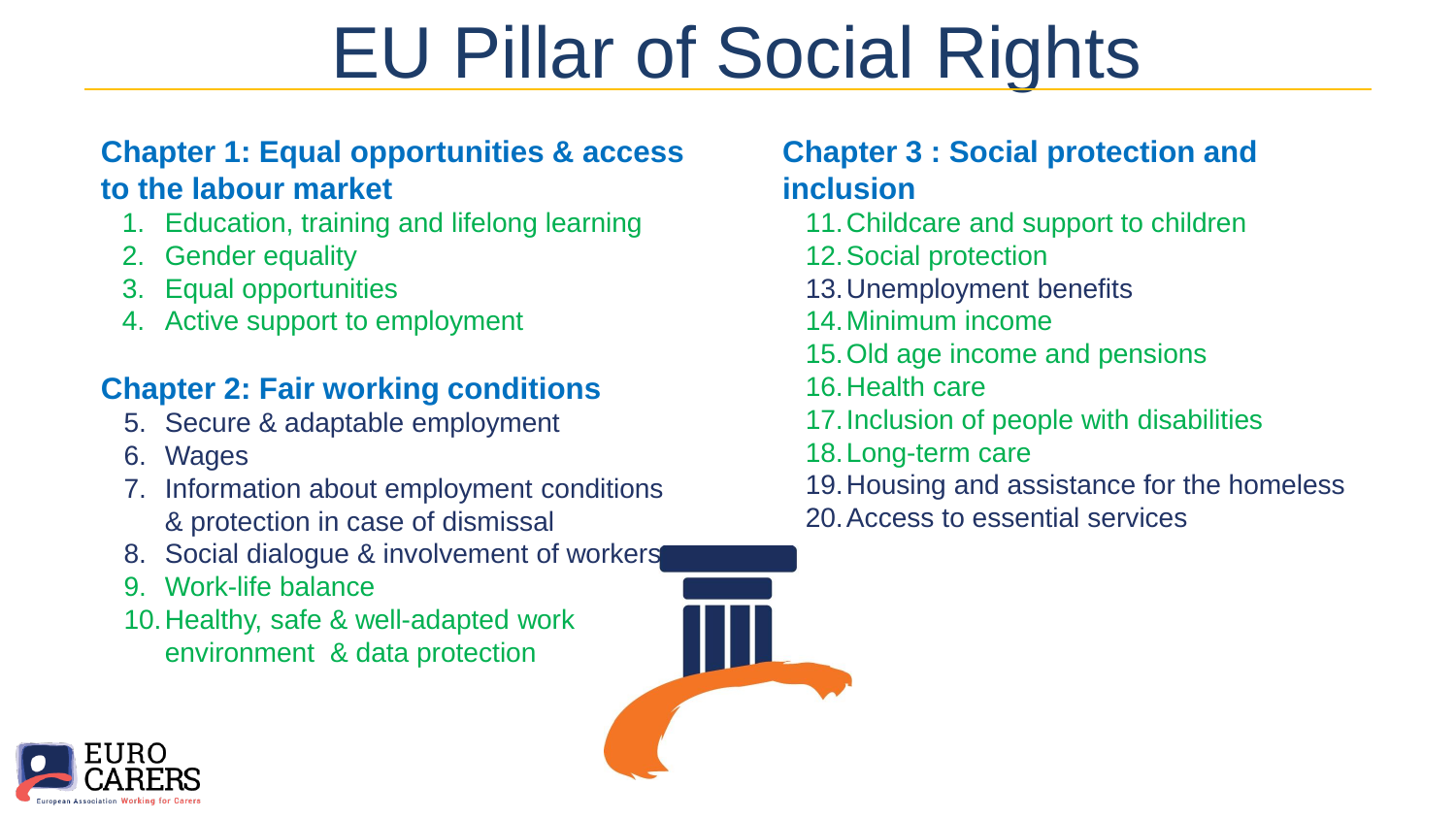# EU Pillar of Social Rights

## Chapter 1: Equal opportunities & access to the labour market

1. Education, training and lifelong learning
2. Gender equality
3. Equal opportunities
4. Active support to employment

## Chapter 2: Fair working conditions

5. Secure & adaptable employment
6. Wages
7. Information about employment conditions & protection in case of dismissal
8. Social dialogue & involvement of workers
9. Work-life balance
10. Healthy, safe & well-adapted work environment & data protection

## Chapter 3 : Social protection and inclusion

11. Childcare and support to children
12. Social protection
13. Unemployment benefits
14. Minimum income
15. Old age income and pensions
16. Health care
17. Inclusion of people with disabilities
18. Long-term care
19. Housing and assistance for the homeless
20. Access to essential services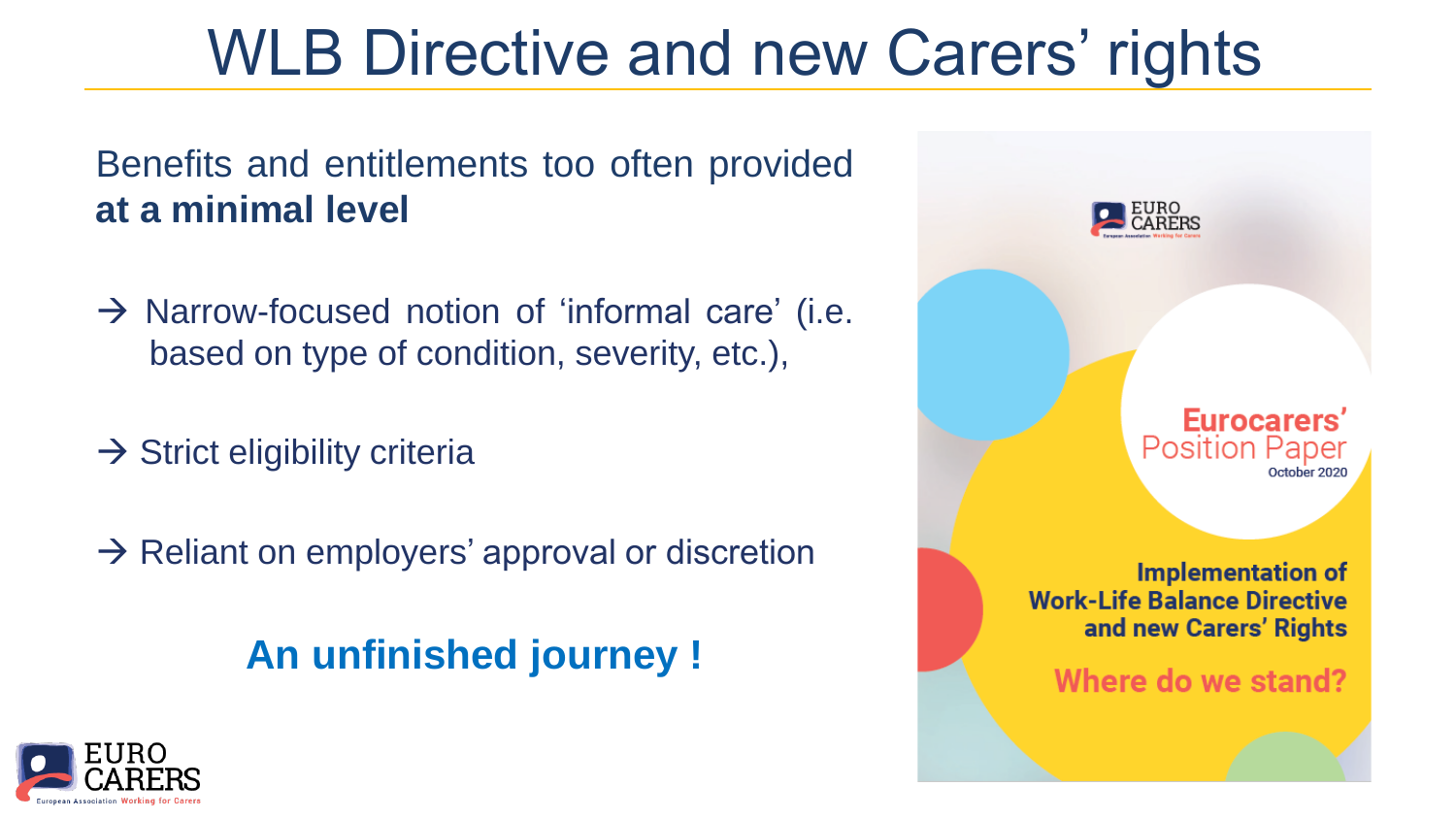# WLB Directive and new Carers' rights

Benefits and entitlements too often provided **at a minimal level**

→ Narrow-focused notion of 'informal care' (i.e. based on type of condition, severity, etc.),

→ Strict eligibility criteria

→ Reliant on employers' approval or discretion

**An unfinished journey !**

EURO CARERS

Eurocarers' Position Paper
October 2020

Implementation of Work-Life Balance Directive and new Carers' Rights

Where do we stand?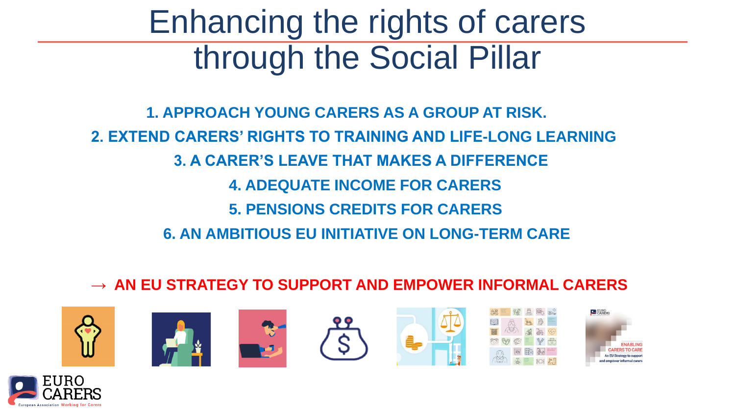# Enhancing the rights of carers through the Social Pillar

**1. APPROACH YOUNG CARERS AS A GROUP AT RISK.**

**2. EXTEND CARERS' RIGHTS TO TRAINING AND LIFE-LONG LEARNING**

**3. A CARER'S LEAVE THAT MAKES A DIFFERENCE**

**4. ADEQUATE INCOME FOR CARERS**

**5. PENSIONS CREDITS FOR CARERS**

**6. AN AMBITIOUS EU INITIATIVE ON LONG-TERM CARE**

**→ AN EU STRATEGY TO SUPPORT AND EMPOWER INFORMAL CARERS**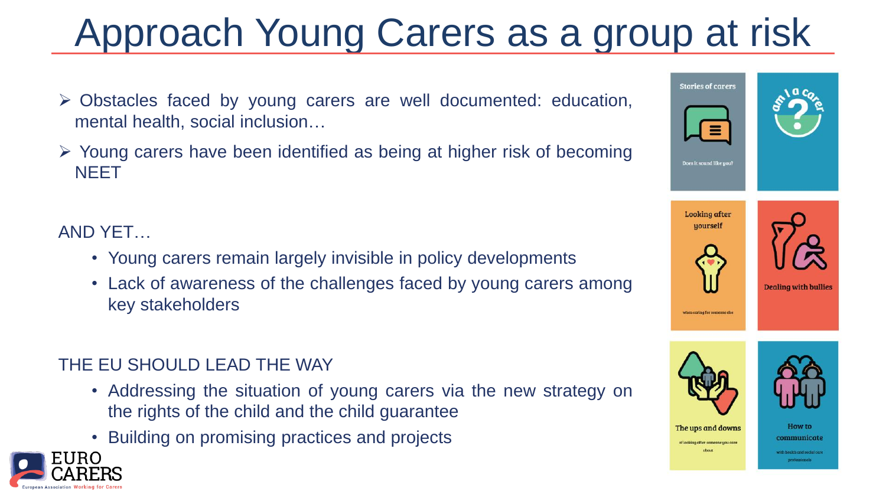# Approach Young Carers as a group at risk

- Obstacles faced by young carers are well documented: education, mental health, social inclusion…
- Young carers have been identified as being at higher risk of becoming NEET

AND YET…

- Young carers remain largely invisible in policy developments
- Lack of awareness of the challenges faced by young carers among key stakeholders

THE EU SHOULD LEAD THE WAY

- Addressing the situation of young carers via the new strategy on the rights of the child and the child guarantee
- Building on promising practices and projects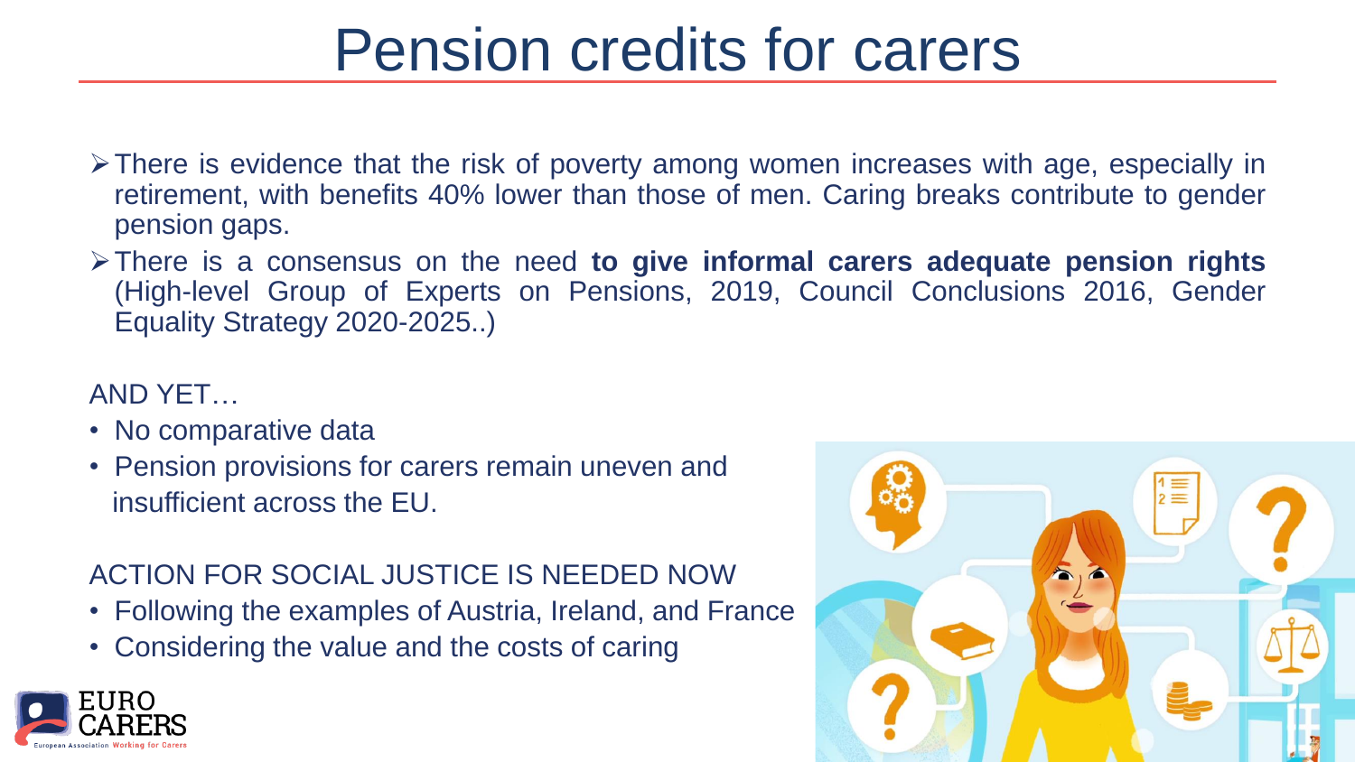# Pension credits for carers

- There is evidence that the risk of poverty among women increases with age, especially in retirement, with benefits 40% lower than those of men. Caring breaks contribute to gender pension gaps.
- There is a consensus on the need **to give informal carers adequate pension rights** (High-level Group of Experts on Pensions, 2019, Council Conclusions 2016, Gender Equality Strategy 2020-2025..)

AND YET…

- No comparative data
- Pension provisions for carers remain uneven and insufficient across the EU.

ACTION FOR SOCIAL JUSTICE IS NEEDED NOW

- Following the examples of Austria, Ireland, and France
- Considering the value and the costs of caring

EURO CARERS
European Association Working for Carers